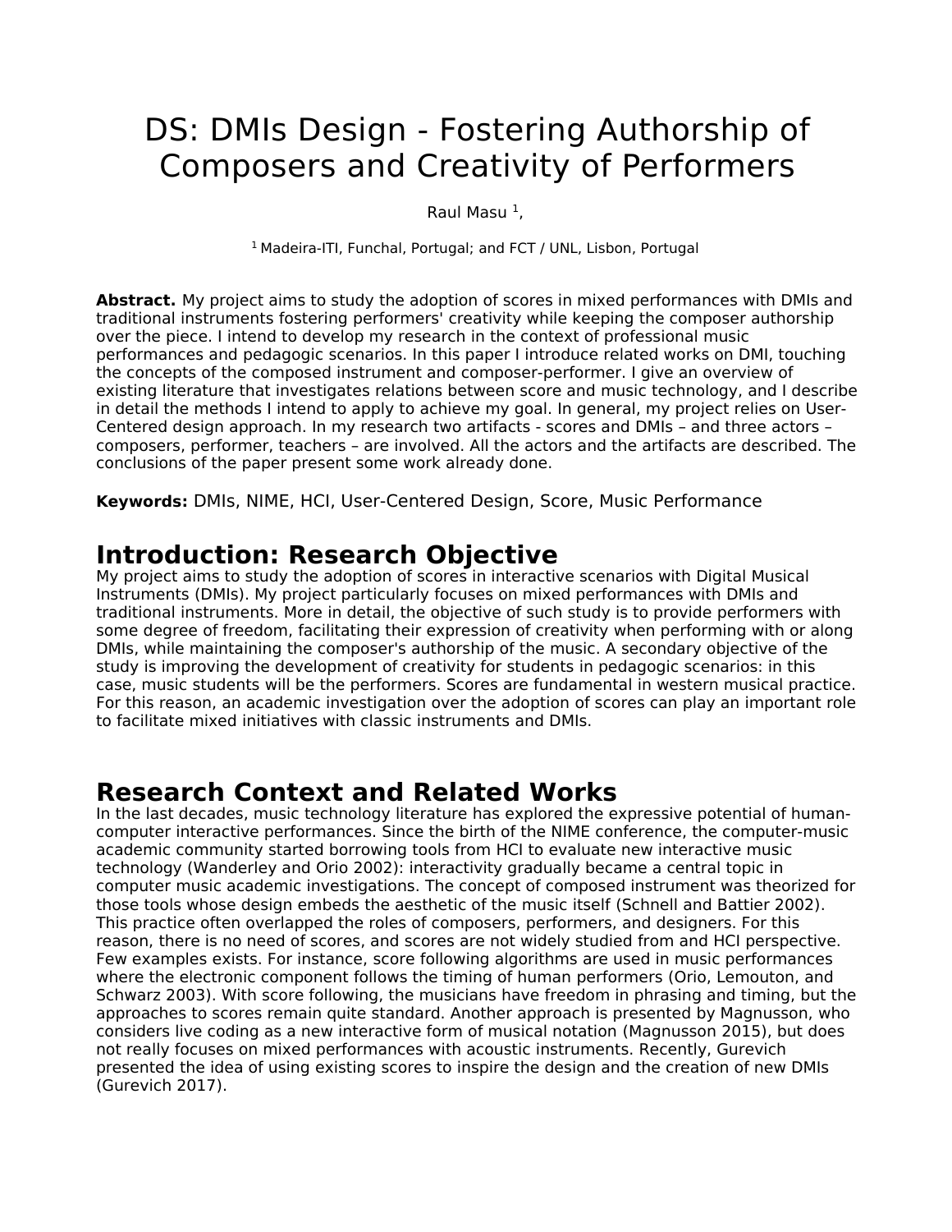# DS: DMIs Design - Fostering Authorship of Composers and Creativity of Performers

Raul Masu [1],

[1] Madeira-ITI, Funchal, Portugal; and FCT / UNL, Lisbon, Portugal

**Abstract.** My project aims to study the adoption of scores in mixed performances with DMIs and traditional instruments fostering performers' creativity while keeping the composer authorship over the piece. I intend to develop my research in the context of professional music performances and pedagogic scenarios. In this paper I introduce related works on DMI, touching the concepts of the composed instrument and composer-performer. I give an overview of existing literature that investigates relations between score and music technology, and I describe in detail the methods I intend to apply to achieve my goal. In general, my project relies on User-Centered design approach. In my research two artifacts - scores and DMIs – and three actors – composers, performer, teachers – are involved. All the actors and the artifacts are described. The conclusions of the paper present some work already done.

**Keywords:** DMIs, NIME, HCI, User-Centered Design, Score, Music Performance

## Introduction: Research Objective

My project aims to study the adoption of scores in interactive scenarios with Digital Musical Instruments (DMIs). My project particularly focuses on mixed performances with DMIs and traditional instruments. More in detail, the objective of such study is to provide performers with some degree of freedom, facilitating their expression of creativity when performing with or along DMIs, while maintaining the composer's authorship of the music. A secondary objective of the study is improving the development of creativity for students in pedagogic scenarios: in this case, music students will be the performers. Scores are fundamental in western musical practice. For this reason, an academic investigation over the adoption of scores can play an important role to facilitate mixed initiatives with classic instruments and DMIs.

## Research Context and Related Works

In the last decades, music technology literature has explored the expressive potential of human-computer interactive performances. Since the birth of the NIME conference, the computer-music academic community started borrowing tools from HCI to evaluate new interactive music technology (Wanderley and Orio 2002): interactivity gradually became a central topic in computer music academic investigations. The concept of composed instrument was theorized for those tools whose design embeds the aesthetic of the music itself (Schnell and Battier 2002). This practice often overlapped the roles of composers, performers, and designers. For this reason, there is no need of scores, and scores are not widely studied from and HCI perspective. Few examples exists. For instance, score following algorithms are used in music performances where the electronic component follows the timing of human performers (Orio, Lemouton, and Schwarz 2003). With score following, the musicians have freedom in phrasing and timing, but the approaches to scores remain quite standard. Another approach is presented by Magnusson, who considers live coding as a new interactive form of musical notation (Magnusson 2015), but does not really focuses on mixed performances with acoustic instruments. Recently, Gurevich presented the idea of using existing scores to inspire the design and the creation of new DMIs (Gurevich 2017).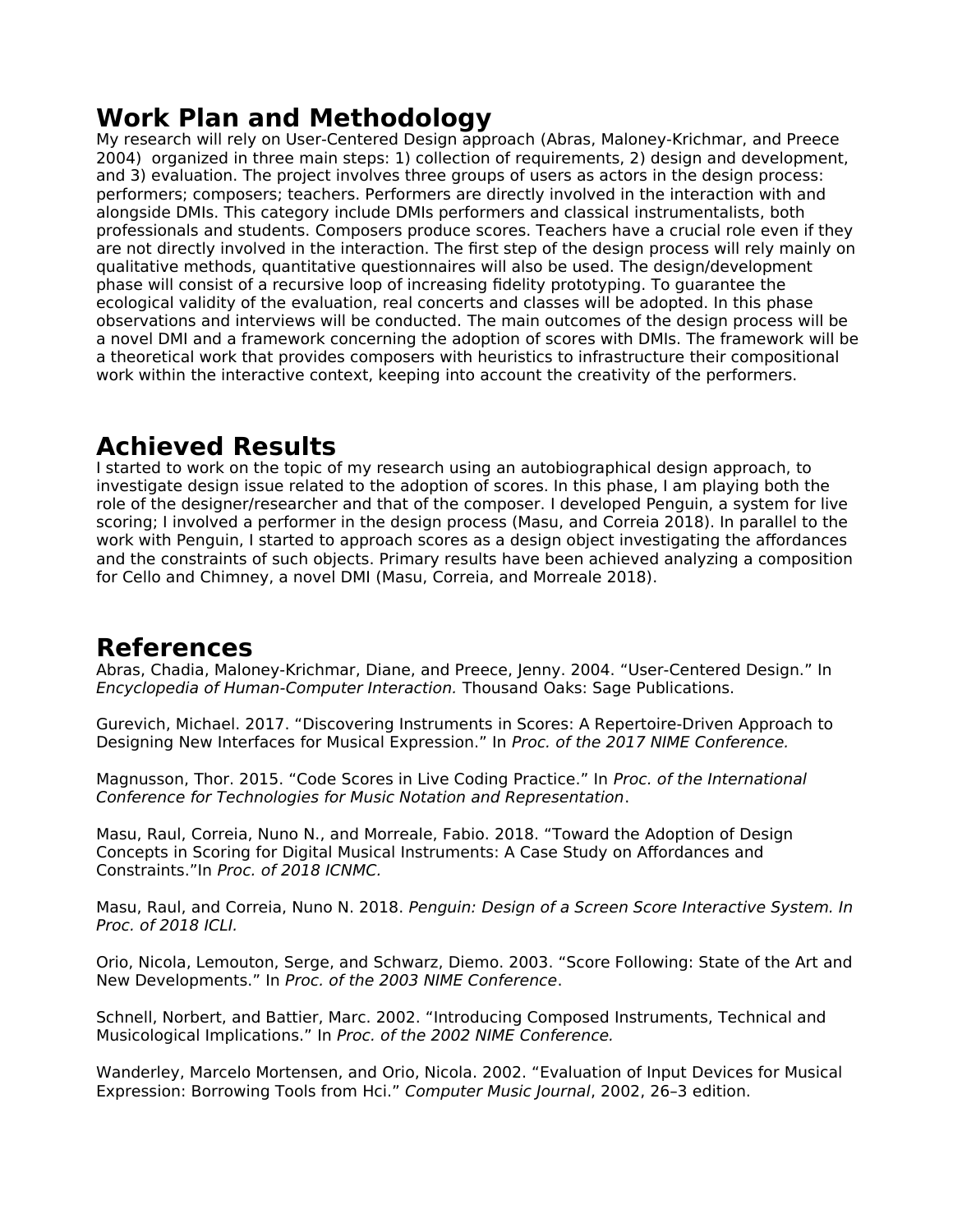## Work Plan and Methodology

My research will rely on User-Centered Design approach (Abras, Maloney-Krichmar, and Preece 2004) organized in three main steps: 1) collection of requirements, 2) design and development, and 3) evaluation. The project involves three groups of users as actors in the design process: performers; composers; teachers. Performers are directly involved in the interaction with and alongside DMIs. This category include DMIs performers and classical instrumentalists, both professionals and students. Composers produce scores. Teachers have a crucial role even if they are not directly involved in the interaction. The first step of the design process will rely mainly on qualitative methods, quantitative questionnaires will also be used. The design/development phase will consist of a recursive loop of increasing fidelity prototyping. To guarantee the ecological validity of the evaluation, real concerts and classes will be adopted. In this phase observations and interviews will be conducted. The main outcomes of the design process will be a novel DMI and a framework concerning the adoption of scores with DMIs. The framework will be a theoretical work that provides composers with heuristics to infrastructure their compositional work within the interactive context, keeping into account the creativity of the performers.

## Achieved Results

I started to work on the topic of my research using an autobiographical design approach, to investigate design issue related to the adoption of scores. In this phase, I am playing both the role of the designer/researcher and that of the composer. I developed Penguin, a system for live scoring; I involved a performer in the design process (Masu, and Correia 2018). In parallel to the work with Penguin, I started to approach scores as a design object investigating the affordances and the constraints of such objects. Primary results have been achieved analyzing a composition for Cello and Chimney, a novel DMI (Masu, Correia, and Morreale 2018).

## References

Abras, Chadia, Maloney-Krichmar, Diane, and Preece, Jenny. 2004. “User-Centered Design.” In *Encyclopedia of Human-Computer Interaction.* Thousand Oaks: Sage Publications.

Gurevich, Michael. 2017. “Discovering Instruments in Scores: A Repertoire-Driven Approach to Designing New Interfaces for Musical Expression.” In *Proc. of the 2017 NIME Conference.*

Magnusson, Thor. 2015. “Code Scores in Live Coding Practice.” In *Proc. of the International Conference for Technologies for Music Notation and Representation*.

Masu, Raul, Correia, Nuno N., and Morreale, Fabio. 2018. “Toward the Adoption of Design Concepts in Scoring for Digital Musical Instruments: A Case Study on Affordances and Constraints.”In *Proc. of 2018 ICNMC.*

Masu, Raul, and Correia, Nuno N. 2018. *Penguin: Design of a Screen Score Interactive System. In Proc. of 2018 ICLI.*

Orio, Nicola, Lemouton, Serge, and Schwarz, Diemo. 2003. “Score Following: State of the Art and New Developments.” In *Proc. of the 2003 NIME Conference*.

Schnell, Norbert, and Battier, Marc. 2002. “Introducing Composed Instruments, Technical and Musicological Implications.” In *Proc. of the 2002 NIME Conference.*

Wanderley, Marcelo Mortensen, and Orio, Nicola. 2002. “Evaluation of Input Devices for Musical Expression: Borrowing Tools from Hci.” *Computer Music Journal*, 2002, 26–3 edition.